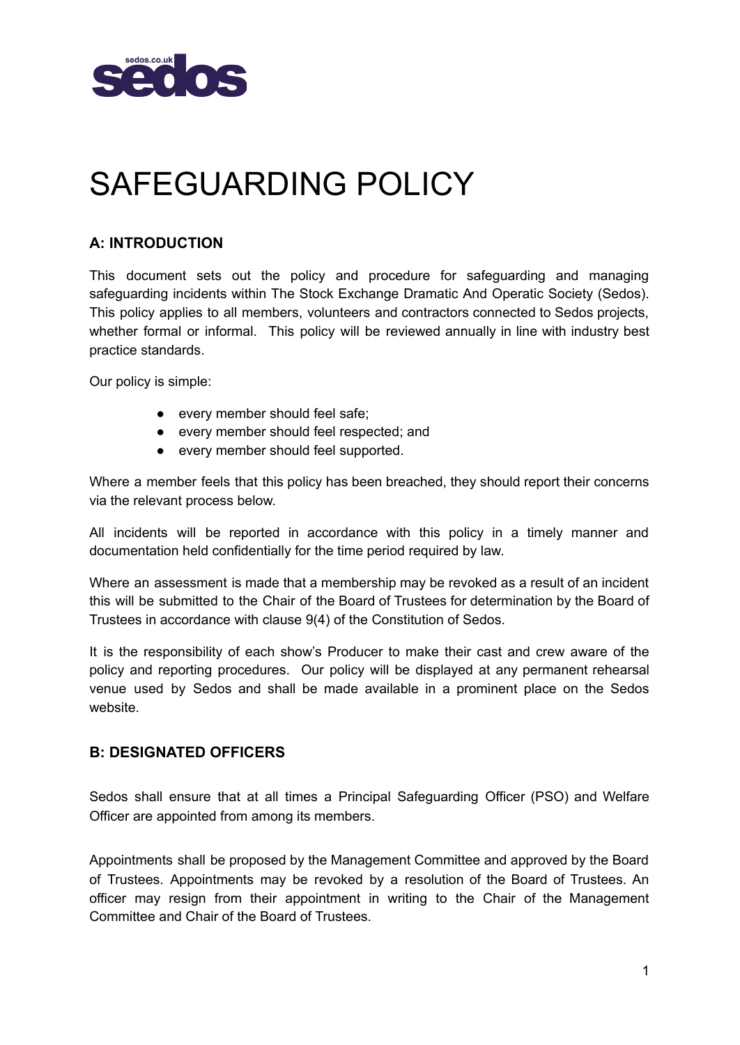# SAFEGUARDING POLICY

## A: INTRODUCTION

This document sets out the policy and procedure for safeguarding and managing safeguarding incidents within The Stock Exchange Dramatic And Operatic Society (Sedos). This policy applies to all members, volunteers and contractors connected to Sedos projects, whether formal or informal. This policy will be reviewed annually in line with industry best practice standards.

Our policy is simple:

- every member should feel safe;
- every member should feel respected; and
- every member should feel supported.

Where a member feels that this policy has been breached, they should report their concerns via the relevant process below.

All incidents will be reported in accordance with this policy in a timely manner and documentation held confidentially for the time period required by law.

Where an assessment is made that a membership may be revoked as a result of an incident this will be submitted to the Chair of the Board of Trustees for determination by the Board of Trustees in accordance with clause 9(4) of the Constitution of Sedos.

It is the responsibility of each show's Producer to make their cast and crew aware of the policy and reporting procedures. Our policy will be displayed at any permanent rehearsal venue used by Sedos and shall be made available in a prominent place on the Sedos website.

## B: DESIGNATED OFFICERS

Sedos shall ensure that at all times a Principal Safeguarding Officer (PSO) and Welfare Officer are appointed from among its members.

Appointments shall be proposed by the Management Committee and approved by the Board of Trustees. Appointments may be revoked by a resolution of the Board of Trustees. An officer may resign from their appointment in writing to the Chair of the Management Committee and Chair of the Board of Trustees.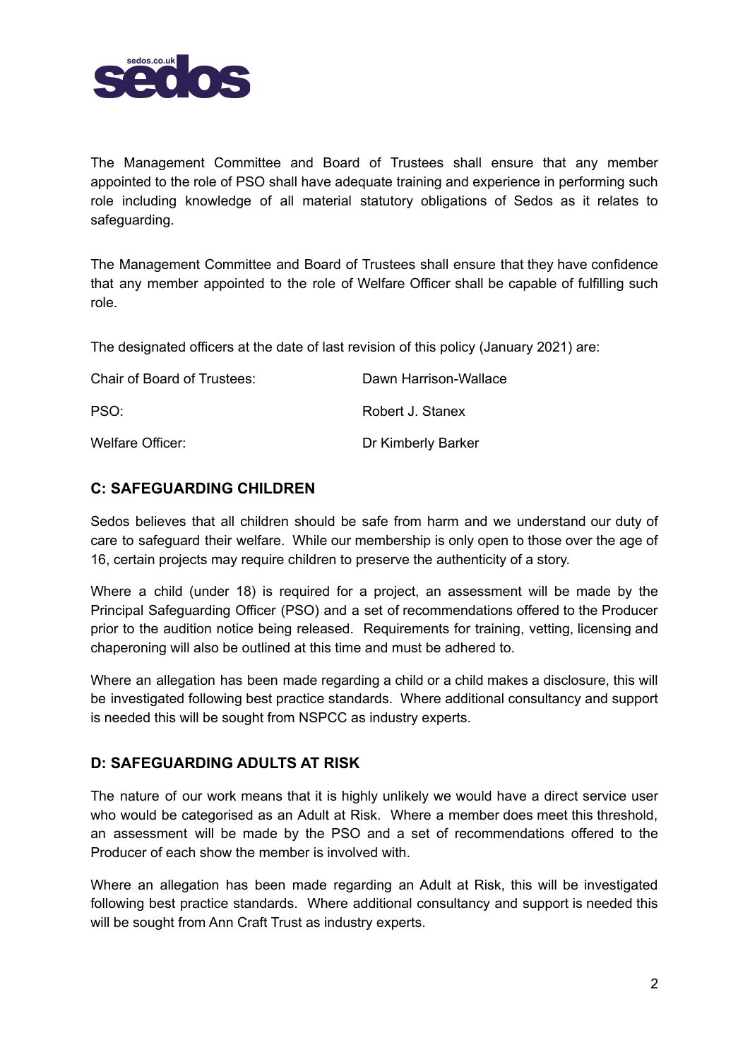The Management Committee and Board of Trustees shall ensure that any member appointed to the role of PSO shall have adequate training and experience in performing such role including knowledge of all material statutory obligations of Sedos as it relates to safeguarding.

The Management Committee and Board of Trustees shall ensure that they have confidence that any member appointed to the role of Welfare Officer shall be capable of fulfilling such role.

The designated officers at the date of last revision of this policy (January 2021) are:

| | |
|---|---|
| Chair of Board of Trustees: | Dawn Harrison-Wallace |
| PSO: | Robert J. Stanex |
| Welfare Officer: | Dr Kimberly Barker |

## C: SAFEGUARDING CHILDREN

Sedos believes that all children should be safe from harm and we understand our duty of care to safeguard their welfare. While our membership is only open to those over the age of 16, certain projects may require children to preserve the authenticity of a story.

Where a child (under 18) is required for a project, an assessment will be made by the Principal Safeguarding Officer (PSO) and a set of recommendations offered to the Producer prior to the audition notice being released. Requirements for training, vetting, licensing and chaperoning will also be outlined at this time and must be adhered to.

Where an allegation has been made regarding a child or a child makes a disclosure, this will be investigated following best practice standards. Where additional consultancy and support is needed this will be sought from NSPCC as industry experts.

## D: SAFEGUARDING ADULTS AT RISK

The nature of our work means that it is highly unlikely we would have a direct service user who would be categorised as an Adult at Risk. Where a member does meet this threshold, an assessment will be made by the PSO and a set of recommendations offered to the Producer of each show the member is involved with.

Where an allegation has been made regarding an Adult at Risk, this will be investigated following best practice standards. Where additional consultancy and support is needed this will be sought from Ann Craft Trust as industry experts.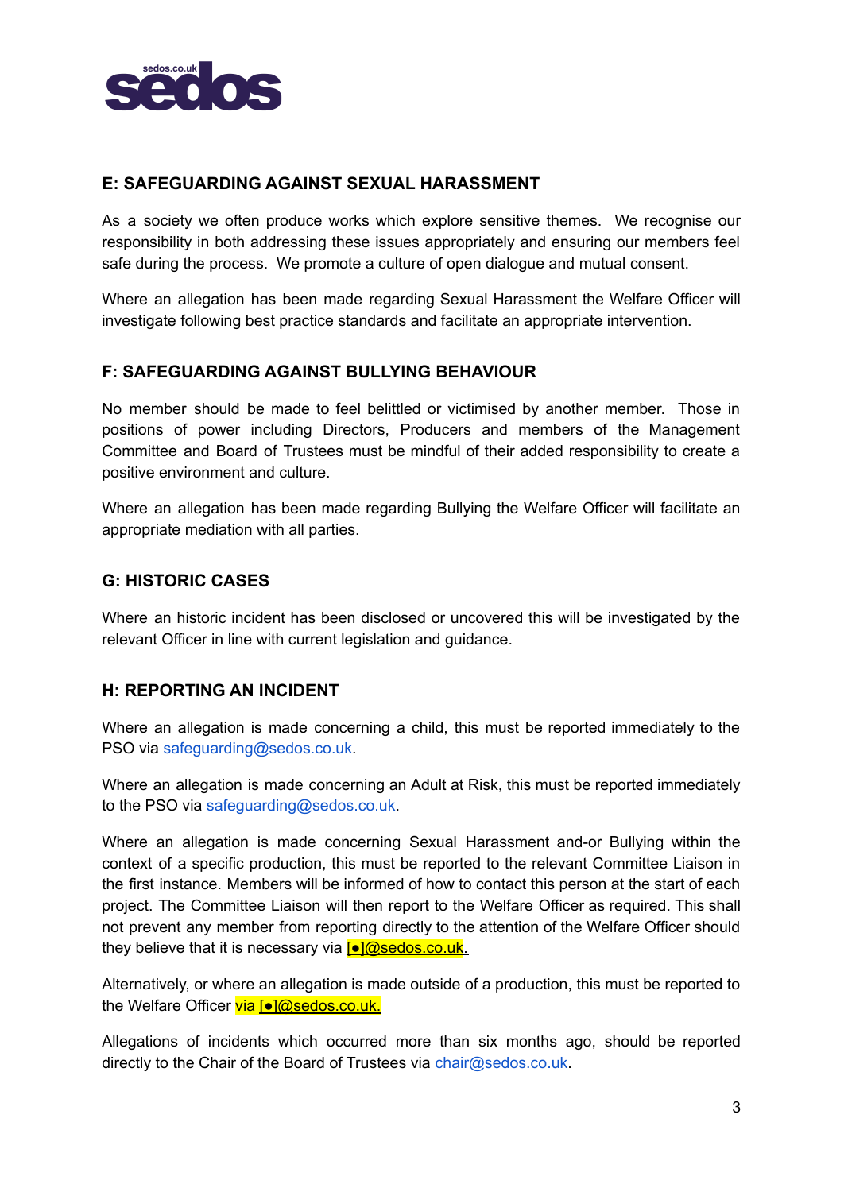## E: SAFEGUARDING AGAINST SEXUAL HARASSMENT

As a society we often produce works which explore sensitive themes. We recognise our responsibility in both addressing these issues appropriately and ensuring our members feel safe during the process. We promote a culture of open dialogue and mutual consent.

Where an allegation has been made regarding Sexual Harassment the Welfare Officer will investigate following best practice standards and facilitate an appropriate intervention.

## F: SAFEGUARDING AGAINST BULLYING BEHAVIOUR

No member should be made to feel belittled or victimised by another member. Those in positions of power including Directors, Producers and members of the Management Committee and Board of Trustees must be mindful of their added responsibility to create a positive environment and culture.

Where an allegation has been made regarding Bullying the Welfare Officer will facilitate an appropriate mediation with all parties.

## G: HISTORIC CASES

Where an historic incident has been disclosed or uncovered this will be investigated by the relevant Officer in line with current legislation and guidance.

## H: REPORTING AN INCIDENT

Where an allegation is made concerning a child, this must be reported immediately to the PSO via safeguarding@sedos.co.uk.

Where an allegation is made concerning an Adult at Risk, this must be reported immediately to the PSO via safeguarding@sedos.co.uk.

Where an allegation is made concerning Sexual Harassment and-or Bullying within the context of a specific production, this must be reported to the relevant Committee Liaison in the first instance. Members will be informed of how to contact this person at the start of each project. The Committee Liaison will then report to the Welfare Officer as required. This shall not prevent any member from reporting directly to the attention of the Welfare Officer should they believe that it is necessary via [●]@sedos.co.uk.

Alternatively, or where an allegation is made outside of a production, this must be reported to the Welfare Officer via [●]@sedos.co.uk.

Allegations of incidents which occurred more than six months ago, should be reported directly to the Chair of the Board of Trustees via chair@sedos.co.uk.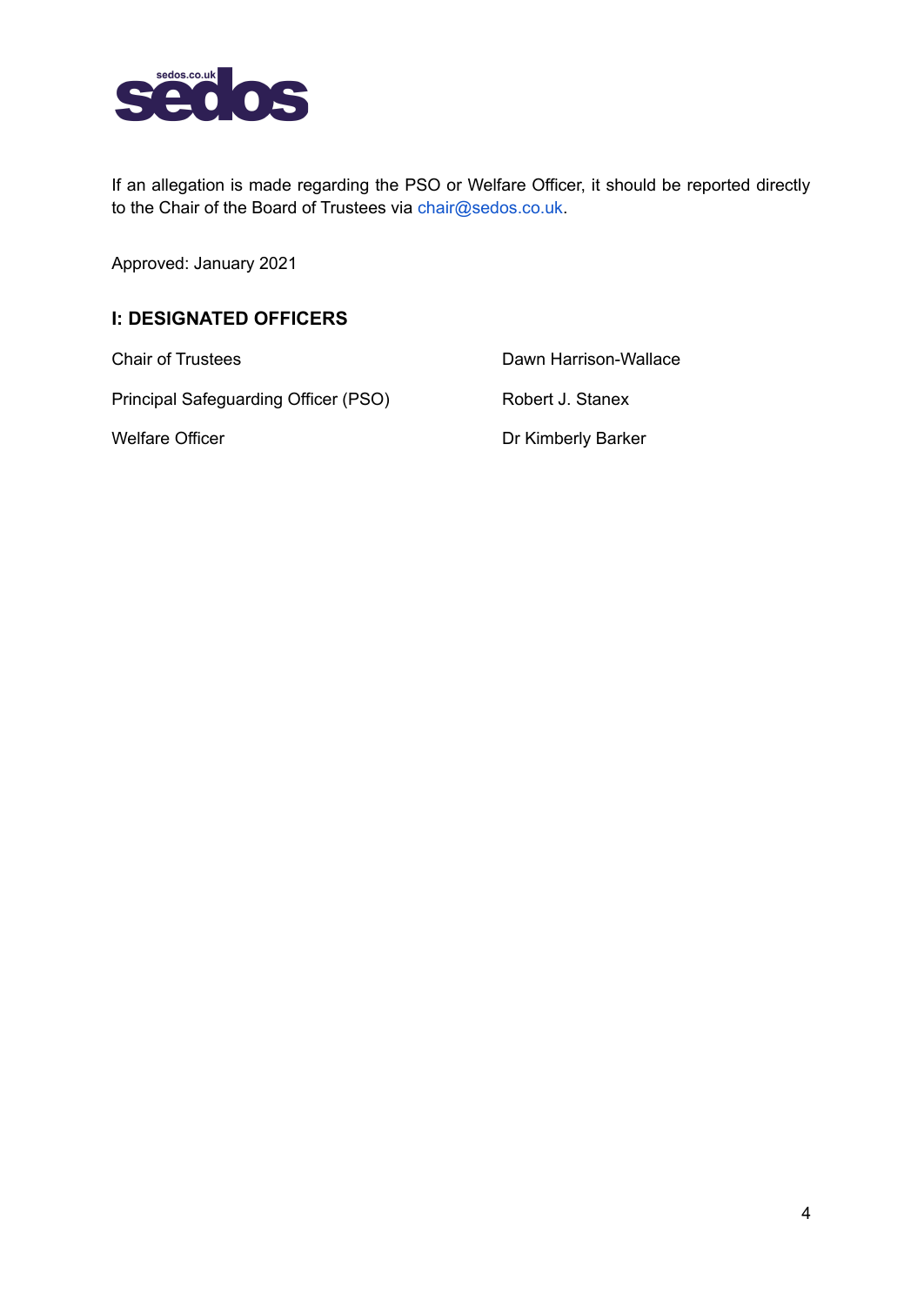If an allegation is made regarding the PSO or Welfare Officer, it should be reported directly to the Chair of the Board of Trustees via chair@sedos.co.uk.

Approved: January 2021

## I: DESIGNATED OFFICERS

| | |
|---|---|
| Chair of Trustees | Dawn Harrison-Wallace |
| Principal Safeguarding Officer (PSO) | Robert J. Stanex |
| Welfare Officer | Dr Kimberly Barker |